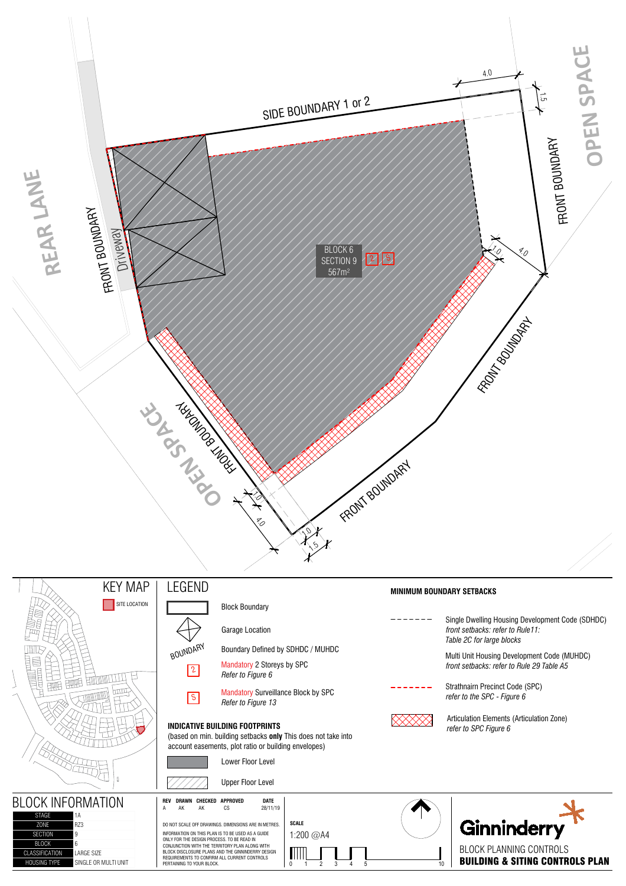SIDE BOUNDARY 1 or 2

REAR LANE

FRONT BOUNDARY

Driveway

OPEN SPACE

FRONT BOUNDARY

FRONT BOUNDARY

FRONT BOUNDARY

FRONT BOUNDARY

OPEN SPACE

BLOCK 6
SECTION 9
567m²

4.0 | 1.5 | 1.0 | 4.0 | 1.0 | 4.0 | 1.0 | 1.5

## KEY MAP

SITE LOCATION

## LEGEND

Block Boundary

Garage Location

BOUNDARY — Boundary Defined by SDHDC / MUHDC

2 — Mandatory 2 Storeys by SPC
*Refer to Figure 6*

S — Mandatory Surveillance Block by SPC
*Refer to Figure 13*

**INDICATIVE BUILDING FOOTPRINTS**
(based on min. building setbacks **only** This does not take into account easements, plot ratio or building envelopes)

Lower Floor Level

Upper Floor Level

**MINIMUM BOUNDARY SETBACKS**

Single Dwelling Housing Development Code (SDHDC)
*front setbacks: refer to Rule11: Table 2C for large blocks*

Multi Unit Housing Development Code (MUHDC)
*front setbacks: refer to Rule 29 Table A5*

Strathnairn Precinct Code (SPC)
*refer to the SPC - Figure 6*

Articulation Elements (Articulation Zone)
*refer to SPC Figure 6*

## BLOCK INFORMATION

| | |
|---|---|
| STAGE | 1A |
| ZONE | RZ3 |
| SECTION | 9 |
| BLOCK | 6 |
| CLASSIFICATION | LARGE SIZE |
| HOUSING TYPE | SINGLE OR MULTI UNIT |

| REV | DRAWN | CHECKED | APPROVED | DATE |
|---|---|---|---|---|
| A | AK | AK | CS | 28/11/19 |

DO NOT SCALE OFF DRAWINGS. DIMENSIONS ARE IN METRES.

INFORMATION ON THIS PLAN IS TO BE USED AS A GUIDE ONLY FOR THE DESIGN PROCESS. TO BE READ IN CONJUNCTION WITH THE TERRITORY PLAN ALONG WITH BLOCK DISCLOSURE PLANS AND THE GINNINDERRY DESIGN REQUIREMENTS TO CONFIRM ALL CURRENT CONTROLS PERTAINING TO YOUR BLOCK.

**SCALE**
1:200 @A4

0 1 2 3 4 5 10

Ginninderry

BLOCK PLANNING CONTROLS
**BUILDING & SITING CONTROLS PLAN**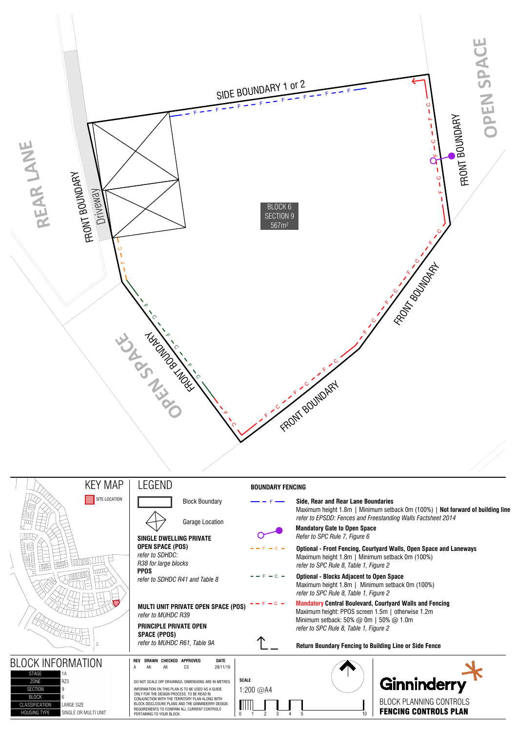REAR LANE

OPEN SPACE

OPEN SPACE

SIDE BOUNDARY 1 or 2

FRONT BOUNDARY

FRONT BOUNDARY

FRONT BOUNDARY

FRONT BOUNDARY

FRONT BOUNDARY

Driveway

BLOCK 6
SECTION 9
567m²

## KEY MAP

SITE LOCATION

## LEGEND

Block Boundary

Garage Location

**SINGLE DWELLING PRIVATE OPEN SPACE (POS)**
*refer to SDHDC: R38 for large blocks*

**PPOS**
*refer to SDHDC R41 and Table 8*

**MULTI UNIT PRIVATE OPEN SPACE (POS)**
*refer to MUHDC R39*

**PRINCIPLE PRIVATE OPEN SPACE (PPOS)**
*refer to MUHDC R61, Table 9A*

## BOUNDARY FENCING

**Side, Rear and Rear Lane Boundaries**
Maximum height 1.8m | Minimum setback 0m (100%) | **Not forward of building line**
*refer to EPSDD: Fences and Freestanding Walls Factsheet 2014*

**Mandatory Gate to Open Space**
*Refer to SPC Rule 7, Figure 6*

**Optional - Front Fencing, Courtyard Walls, Open Space and Laneways**
Maximum height 1.8m | Minimum setback 0m (100%)
*refer to SPC Rule 8, Table 1, Figure 2*

**Optional - Blocks Adjacent to Open Space**
Maximum height 1.8m | Minimum setback 0m (100%)
*refer to SPC Rule 8, Table 1, Figure 2*

**Mandatory Central Boulevard, Courtyard Walls and Fencing**
Maximum height: PPOS screen 1.5m | otherwise 1.2m
Minimum setback: 50% @ 0m | 50% @ 1.0m
*refer to SPC Rule 8, Table 1, Figure 2*

**Return Boundary Fencing to Building Line or Side Fence**

## BLOCK INFORMATION

| | |
|---|---|
| STAGE | 1A |
| ZONE | RZ3 |
| SECTION | 9 |
| BLOCK | 6 |
| CLASSIFICATION | LARGE SIZE |
| HOUSING TYPE | SINGLE OR MULTI UNIT |

| REV | DRAWN | CHECKED | APPROVED | DATE |
|---|---|---|---|---|
| A | AK | AK | CS | 28/11/19 |

DO NOT SCALE OFF DRAWINGS. DIMENSIONS ARE IN METRES.
INFORMATION ON THIS PLAN IS TO BE USED AS A GUIDE ONLY FOR THE DESIGN PROCESS. TO BE READ IN CONJUNCTION WITH THE TERRITORY PLAN ALONG WITH BLOCK DISCLOSURE PLANS AND THE GINNINDERRY DESIGN REQUIREMENTS TO CONFIRM ALL CURRENT CONTROLS PERTAINING TO YOUR BLOCK.

**SCALE**
1:200 @A4
0 1 2 3 4 5 10

Ginninderry
BLOCK PLANNING CONTROLS
**FENCING CONTROLS PLAN**